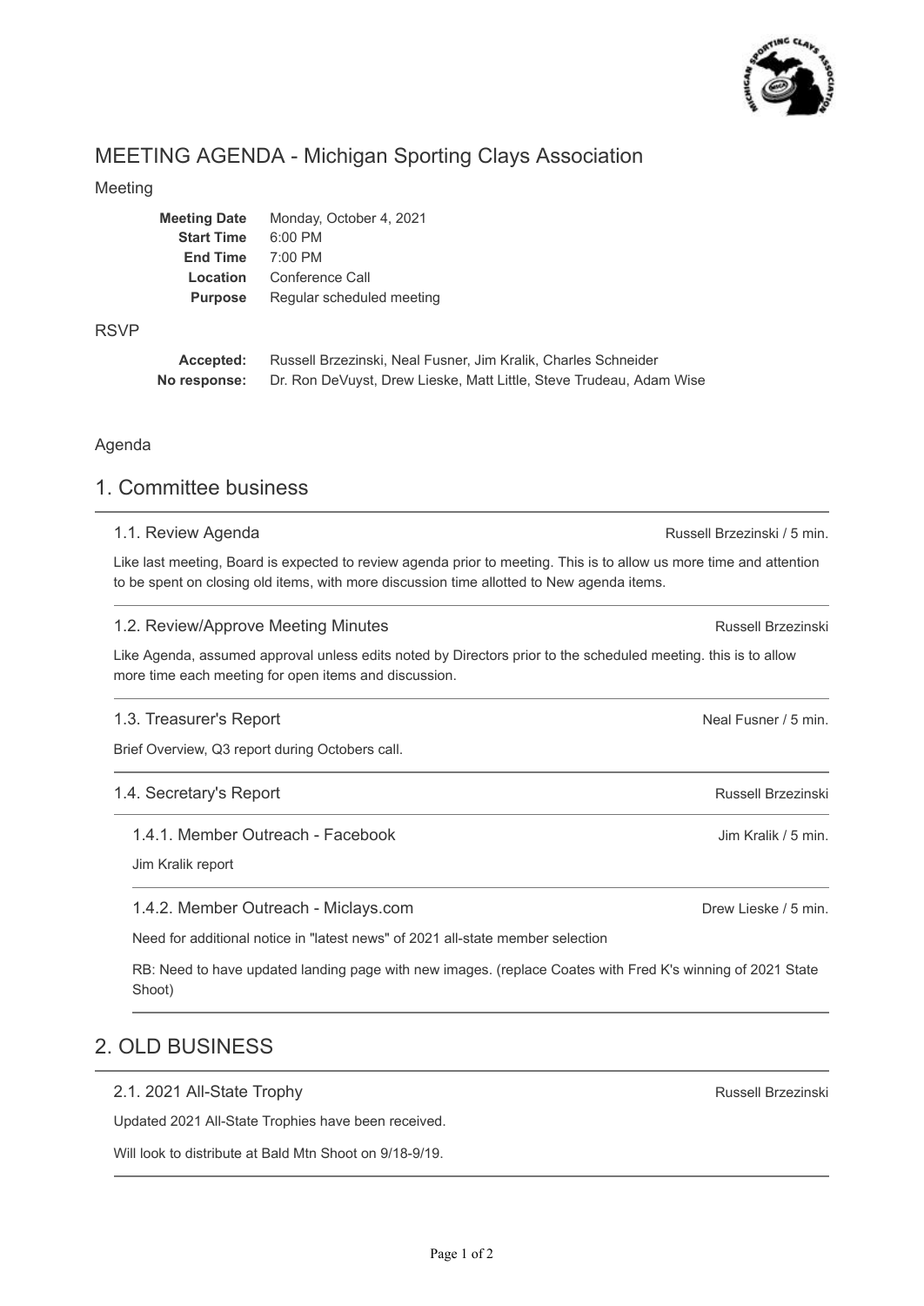# MEETING AGENDA - Michigan Sporting Clays Association

Meeting

| | |
|---|---|
| **Meeting Date** | Monday, October 4, 2021 |
| **Start Time** | 6:00 PM |
| **End Time** | 7:00 PM |
| **Location** | Conference Call |
| **Purpose** | Regular scheduled meeting |

RSVP

| | |
|---|---|
| **Accepted:** | Russell Brzezinski, Neal Fusner, Jim Kralik, Charles Schneider |
| **No response:** | Dr. Ron DeVuyst, Drew Lieske, Matt Little, Steve Trudeau, Adam Wise |

Agenda

## 1. Committee business

### 1.1. Review Agenda

Russell Brzezinski / 5 min.

Like last meeting, Board is expected to review agenda prior to meeting. This is to allow us more time and attention to be spent on closing old items, with more discussion time allotted to New agenda items.

### 1.2. Review/Approve Meeting Minutes

Russell Brzezinski

Like Agenda, assumed approval unless edits noted by Directors prior to the scheduled meeting. this is to allow more time each meeting for open items and discussion.

### 1.3. Treasurer's Report

Neal Fusner / 5 min.

Brief Overview, Q3 report during Octobers call.

### 1.4. Secretary's Report

Russell Brzezinski

#### 1.4.1. Member Outreach - Facebook

Jim Kralik / 5 min.

Jim Kralik report

#### 1.4.2. Member Outreach - Miclays.com

Drew Lieske / 5 min.

Need for additional notice in "latest news" of 2021 all-state member selection

RB: Need to have updated landing page with new images. (replace Coates with Fred K's winning of 2021 State Shoot)

## 2. OLD BUSINESS

### 2.1. 2021 All-State Trophy

Russell Brzezinski

Updated 2021 All-State Trophies have been received.

Will look to distribute at Bald Mtn Shoot on 9/18-9/19.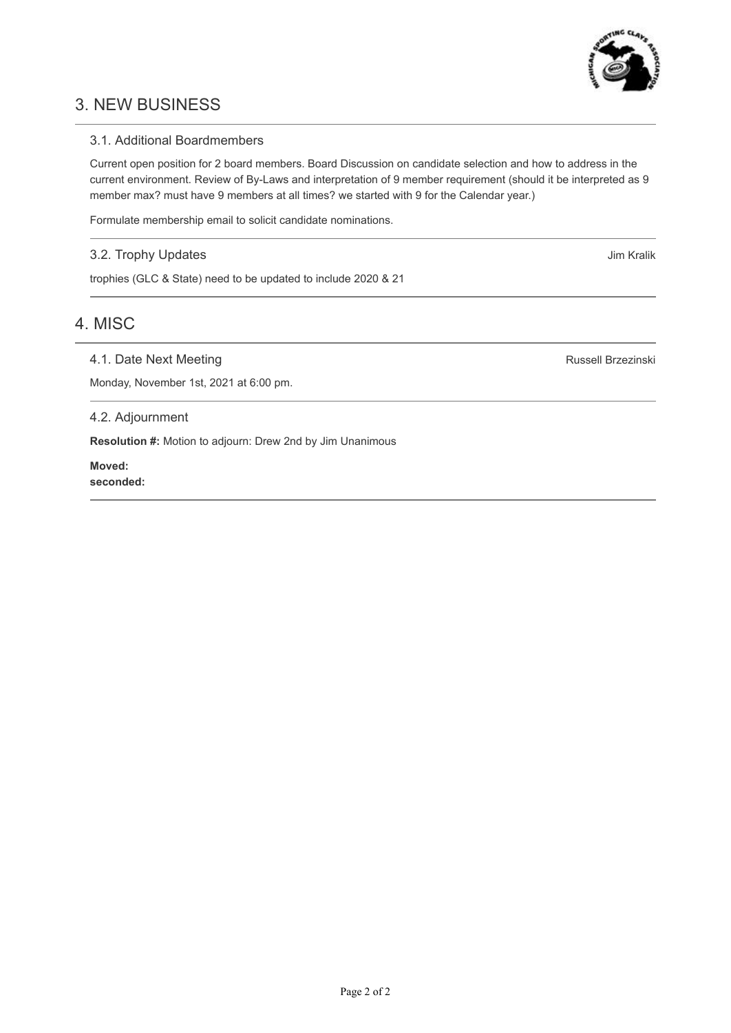## 3. NEW BUSINESS

### 3.1. Additional Boardmembers

Current open position for 2 board members. Board Discussion on candidate selection and how to address in the current environment. Review of By-Laws and interpretation of 9 member requirement (should it be interpreted as 9 member max? must have 9 members at all times? we started with 9 for the Calendar year.)

Formulate membership email to solicit candidate nominations.

### 3.2. Trophy Updates

Jim Kralik

trophies (GLC & State) need to be updated to include 2020 & 21

## 4. MISC

### 4.1. Date Next Meeting

Russell Brzezinski

Monday, November 1st, 2021 at 6:00 pm.

### 4.2. Adjournment

**Resolution #:** Motion to adjourn: Drew 2nd by Jim Unanimous

**Moved:**
**seconded:**